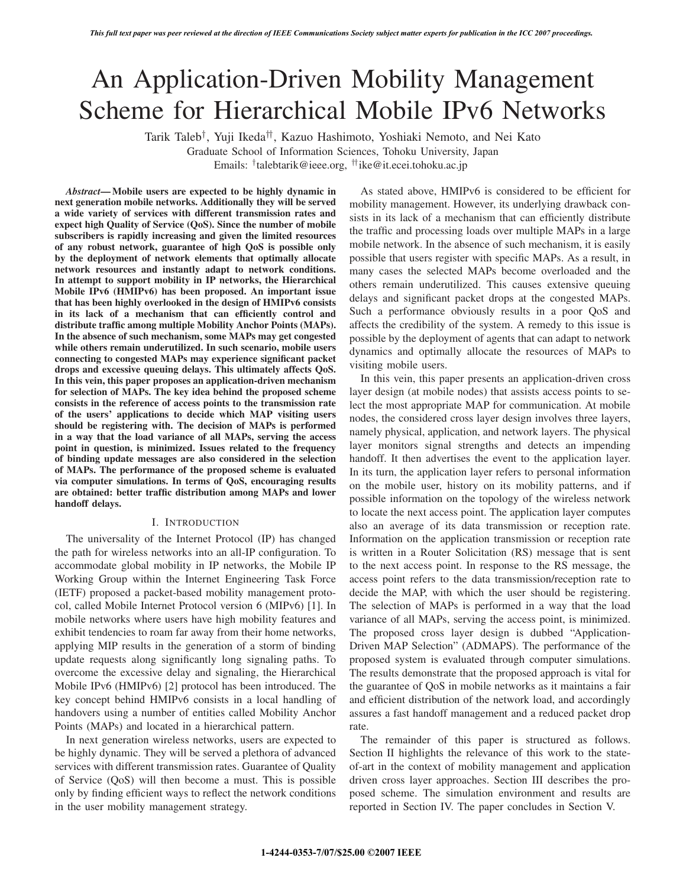# An Application-Driven Mobility Management Scheme for Hierarchical Mobile IPv6 Networks

Tarik Taleb[†], Yuji Ikeda[††], Kazuo Hashimoto, Yoshiaki Nemoto, and Nei Kato

Graduate School of Information Sciences, Tohoku University, Japan

Emails: [†]talebtarik@ieee.org, [††]ike@it.ecei.tohoku.ac.jp

***Abstract*— Mobile users are expected to be highly dynamic in next generation mobile networks. Additionally they will be served a wide variety of services with different transmission rates and expect high Quality of Service (QoS). Since the number of mobile subscribers is rapidly increasing and given the limited resources of any robust network, guarantee of high QoS is possible only by the deployment of network elements that optimally allocate network resources and instantly adapt to network conditions. In attempt to support mobility in IP networks, the Hierarchical Mobile IPv6 (HMIPv6) has been proposed. An important issue that has been highly overlooked in the design of HMIPv6 consists in its lack of a mechanism that can efficiently control and distribute traffic among multiple Mobility Anchor Points (MAPs). In the absence of such mechanism, some MAPs may get congested while others remain underutilized. In such scenario, mobile users connecting to congested MAPs may experience significant packet drops and excessive queuing delays. This ultimately affects QoS. In this vein, this paper proposes an application-driven mechanism for selection of MAPs. The key idea behind the proposed scheme consists in the reference of access points to the transmission rate of the users' applications to decide which MAP visiting users should be registering with. The decision of MAPs is performed in a way that the load variance of all MAPs, serving the access point in question, is minimized. Issues related to the frequency of binding update messages are also considered in the selection of MAPs. The performance of the proposed scheme is evaluated via computer simulations. In terms of QoS, encouraging results are obtained: better traffic distribution among MAPs and lower handoff delays.**

## I. Introduction

The universality of the Internet Protocol (IP) has changed the path for wireless networks into an all-IP configuration. To accommodate global mobility in IP networks, the Mobile IP Working Group within the Internet Engineering Task Force (IETF) proposed a packet-based mobility management protocol, called Mobile Internet Protocol version 6 (MIPv6) [1]. In mobile networks where users have high mobility features and exhibit tendencies to roam far away from their home networks, applying MIP results in the generation of a storm of binding update requests along significantly long signaling paths. To overcome the excessive delay and signaling, the Hierarchical Mobile IPv6 (HMIPv6) [2] protocol has been introduced. The key concept behind HMIPv6 consists in a local handling of handovers using a number of entities called Mobility Anchor Points (MAPs) and located in a hierarchical pattern.

In next generation wireless networks, users are expected to be highly dynamic. They will be served a plethora of advanced services with different transmission rates. Guarantee of Quality of Service (QoS) will then become a must. This is possible only by finding efficient ways to reflect the network conditions in the user mobility management strategy.

As stated above, HMIPv6 is considered to be efficient for mobility management. However, its underlying drawback consists in its lack of a mechanism that can efficiently distribute the traffic and processing loads over multiple MAPs in a large mobile network. In the absence of such mechanism, it is easily possible that users register with specific MAPs. As a result, in many cases the selected MAPs become overloaded and the others remain underutilized. This causes extensive queuing delays and significant packet drops at the congested MAPs. Such a performance obviously results in a poor QoS and affects the credibility of the system. A remedy to this issue is possible by the deployment of agents that can adapt to network dynamics and optimally allocate the resources of MAPs to visiting mobile users.

In this vein, this paper presents an application-driven cross layer design (at mobile nodes) that assists access points to select the most appropriate MAP for communication. At mobile nodes, the considered cross layer design involves three layers, namely physical, application, and network layers. The physical layer monitors signal strengths and detects an impending handoff. It then advertises the event to the application layer. In its turn, the application layer refers to personal information on the mobile user, history on its mobility patterns, and if possible information on the topology of the wireless network to locate the next access point. The application layer computes also an average of its data transmission or reception rate. Information on the application transmission or reception rate is written in a Router Solicitation (RS) message that is sent to the next access point. In response to the RS message, the access point refers to the data transmission/reception rate to decide the MAP, with which the user should be registering. The selection of MAPs is performed in a way that the load variance of all MAPs, serving the access point, is minimized. The proposed cross layer design is dubbed "Application-Driven MAP Selection" (ADMAPS). The performance of the proposed system is evaluated through computer simulations. The results demonstrate that the proposed approach is vital for the guarantee of QoS in mobile networks as it maintains a fair and efficient distribution of the network load, and accordingly assures a fast handoff management and a reduced packet drop rate.

The remainder of this paper is structured as follows. Section II highlights the relevance of this work to the state-of-art in the context of mobility management and application driven cross layer approaches. Section III describes the proposed scheme. The simulation environment and results are reported in Section IV. The paper concludes in Section V.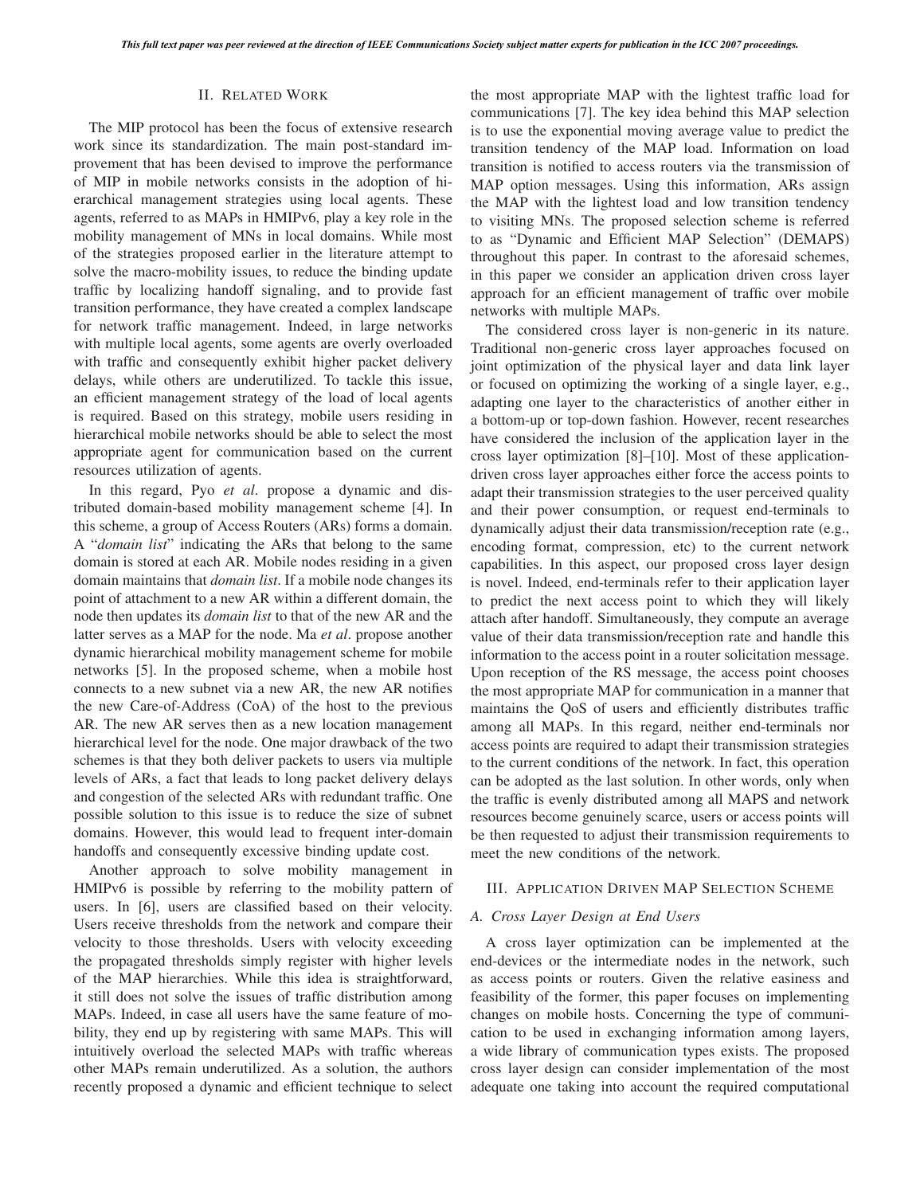## II. Related Work

The MIP protocol has been the focus of extensive research work since its standardization. The main post-standard improvement that has been devised to improve the performance of MIP in mobile networks consists in the adoption of hierarchical management strategies using local agents. These agents, referred to as MAPs in HMIPv6, play a key role in the mobility management of MNs in local domains. While most of the strategies proposed earlier in the literature attempt to solve the macro-mobility issues, to reduce the binding update traffic by localizing handoff signaling, and to provide fast transition performance, they have created a complex landscape for network traffic management. Indeed, in large networks with multiple local agents, some agents are overly overloaded with traffic and consequently exhibit higher packet delivery delays, while others are underutilized. To tackle this issue, an efficient management strategy of the load of local agents is required. Based on this strategy, mobile users residing in hierarchical mobile networks should be able to select the most appropriate agent for communication based on the current resources utilization of agents.

In this regard, Pyo *et al*. propose a dynamic and distributed domain-based mobility management scheme [4]. In this scheme, a group of Access Routers (ARs) forms a domain. A "*domain list*" indicating the ARs that belong to the same domain is stored at each AR. Mobile nodes residing in a given domain maintains that *domain list*. If a mobile node changes its point of attachment to a new AR within a different domain, the node then updates its *domain list* to that of the new AR and the latter serves as a MAP for the node. Ma *et al*. propose another dynamic hierarchical mobility management scheme for mobile networks [5]. In the proposed scheme, when a mobile host connects to a new subnet via a new AR, the new AR notifies the new Care-of-Address (CoA) of the host to the previous AR. The new AR serves then as a new location management hierarchical level for the node. One major drawback of the two schemes is that they both deliver packets to users via multiple levels of ARs, a fact that leads to long packet delivery delays and congestion of the selected ARs with redundant traffic. One possible solution to this issue is to reduce the size of subnet domains. However, this would lead to frequent inter-domain handoffs and consequently excessive binding update cost.

Another approach to solve mobility management in HMIPv6 is possible by referring to the mobility pattern of users. In [6], users are classified based on their velocity. Users receive thresholds from the network and compare their velocity to those thresholds. Users with velocity exceeding the propagated thresholds simply register with higher levels of the MAP hierarchies. While this idea is straightforward, it still does not solve the issues of traffic distribution among MAPs. Indeed, in case all users have the same feature of mobility, they end up by registering with same MAPs. This will intuitively overload the selected MAPs with traffic whereas other MAPs remain underutilized. As a solution, the authors recently proposed a dynamic and efficient technique to select the most appropriate MAP with the lightest traffic load for communications [7]. The key idea behind this MAP selection is to use the exponential moving average value to predict the transition tendency of the MAP load. Information on load transition is notified to access routers via the transmission of MAP option messages. Using this information, ARs assign the MAP with the lightest load and low transition tendency to visiting MNs. The proposed selection scheme is referred to as "Dynamic and Efficient MAP Selection" (DEMAPS) throughout this paper. In contrast to the aforesaid schemes, in this paper we consider an application driven cross layer approach for an efficient management of traffic over mobile networks with multiple MAPs.

The considered cross layer is non-generic in its nature. Traditional non-generic cross layer approaches focused on joint optimization of the physical layer and data link layer or focused on optimizing the working of a single layer, e.g., adapting one layer to the characteristics of another either in a bottom-up or top-down fashion. However, recent researches have considered the inclusion of the application layer in the cross layer optimization [8]–[10]. Most of these application-driven cross layer approaches either force the access points to adapt their transmission strategies to the user perceived quality and their power consumption, or request end-terminals to dynamically adjust their data transmission/reception rate (e.g., encoding format, compression, etc) to the current network capabilities. In this aspect, our proposed cross layer design is novel. Indeed, end-terminals refer to their application layer to predict the next access point to which they will likely attach after handoff. Simultaneously, they compute an average value of their data transmission/reception rate and handle this information to the access point in a router solicitation message. Upon reception of the RS message, the access point chooses the most appropriate MAP for communication in a manner that maintains the QoS of users and efficiently distributes traffic among all MAPs. In this regard, neither end-terminals nor access points are required to adapt their transmission strategies to the current conditions of the network. In fact, this operation can be adopted as the last solution. In other words, only when the traffic is evenly distributed among all MAPS and network resources become genuinely scarce, users or access points will be then requested to adjust their transmission requirements to meet the new conditions of the network.

## III. Application Driven MAP Selection Scheme

### A. Cross Layer Design at End Users

A cross layer optimization can be implemented at the end-devices or the intermediate nodes in the network, such as access points or routers. Given the relative easiness and feasibility of the former, this paper focuses on implementing changes on mobile hosts. Concerning the type of communication to be used in exchanging information among layers, a wide library of communication types exists. The proposed cross layer design can consider implementation of the most adequate one taking into account the required computational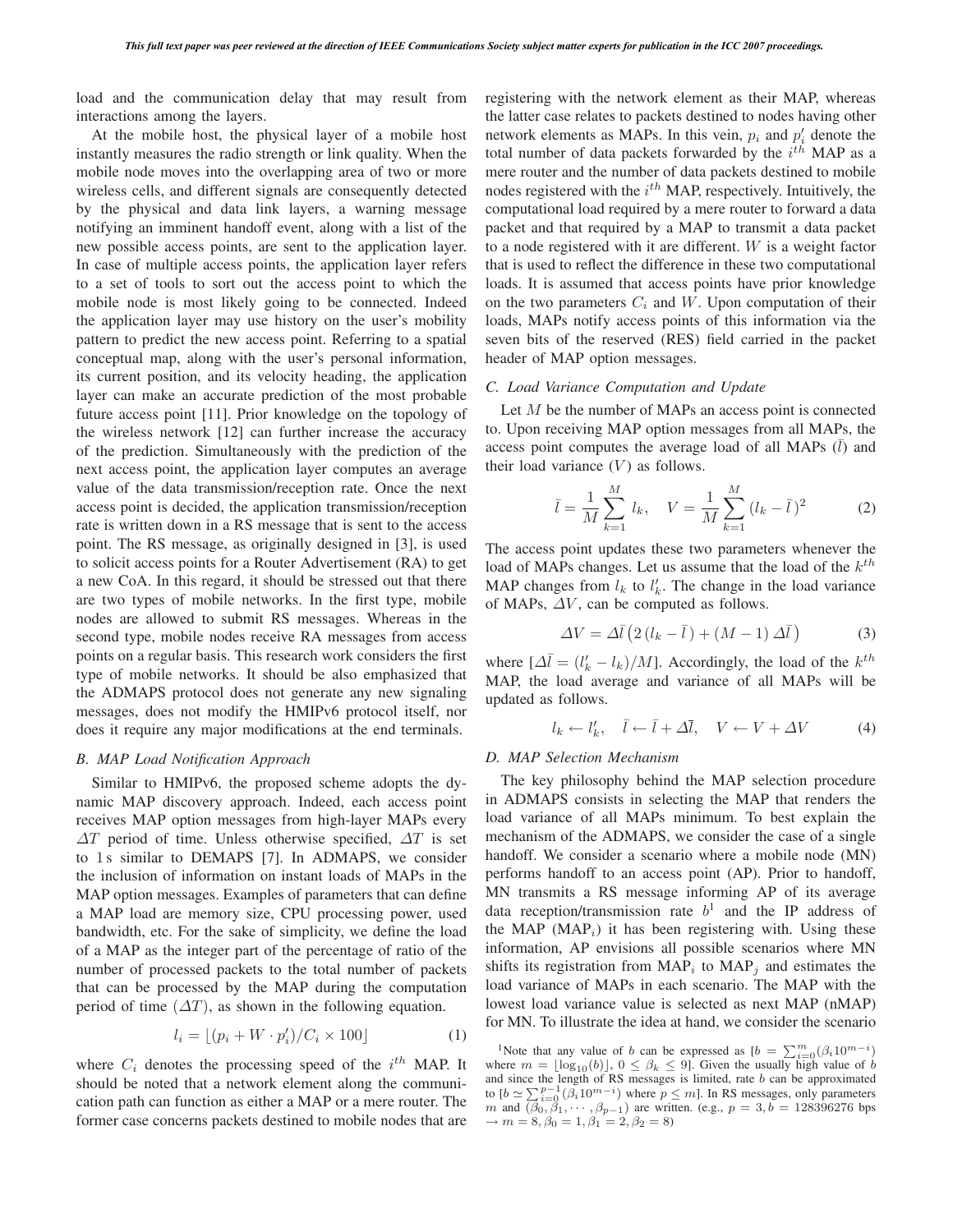load and the communication delay that may result from interactions among the layers.

At the mobile host, the physical layer of a mobile host instantly measures the radio strength or link quality. When the mobile node moves into the overlapping area of two or more wireless cells, and different signals are consequently detected by the physical and data link layers, a warning message notifying an imminent handoff event, along with a list of the new possible access points, are sent to the application layer. In case of multiple access points, the application layer refers to a set of tools to sort out the access point to which the mobile node is most likely going to be connected. Indeed the application layer may use history on the user's mobility pattern to predict the new access point. Referring to a spatial conceptual map, along with the user's personal information, its current position, and its velocity heading, the application layer can make an accurate prediction of the most probable future access point [11]. Prior knowledge on the topology of the wireless network [12] can further increase the accuracy of the prediction. Simultaneously with the prediction of the next access point, the application layer computes an average value of the data transmission/reception rate. Once the next access point is decided, the application transmission/reception rate is written down in a RS message that is sent to the access point. The RS message, as originally designed in [3], is used to solicit access points for a Router Advertisement (RA) to get a new CoA. In this regard, it should be stressed out that there are two types of mobile networks. In the first type, mobile nodes are allowed to submit RS messages. Whereas in the second type, mobile nodes receive RA messages from access points on a regular basis. This research work considers the first type of mobile networks. It should be also emphasized that the ADMAPS protocol does not generate any new signaling messages, does not modify the HMIPv6 protocol itself, nor does it require any major modifications at the end terminals.

### B. MAP Load Notification Approach

Similar to HMIPv6, the proposed scheme adopts the dynamic MAP discovery approach. Indeed, each access point receives MAP option messages from high-layer MAPs every $\Delta T$ period of time. Unless otherwise specified, $\Delta T$ is set to 1 s similar to DEMAPS [7]. In ADMAPS, we consider the inclusion of information on instant loads of MAPs in the MAP option messages. Examples of parameters that can define a MAP load are memory size, CPU processing power, used bandwidth, etc. For the sake of simplicity, we define the load of a MAP as the integer part of the percentage of ratio of the number of processed packets to the total number of packets that can be processed by the MAP during the computation period of time ($\Delta T$), as shown in the following equation.

$$l_i = \lfloor (p_i + W \cdot p_i')/C_i \times 100 \rfloor \tag{1}$$

where $C_i$ denotes the processing speed of the $i^{th}$ MAP. It should be noted that a network element along the communication path can function as either a MAP or a mere router. The former case concerns packets destined to mobile nodes that are registering with the network element as their MAP, whereas the latter case relates to packets destined to nodes having other network elements as MAPs. In this vein, $p_i$ and $p_i'$ denote the total number of data packets forwarded by the $i^{th}$ MAP as a mere router and the number of data packets destined to mobile nodes registered with the $i^{th}$ MAP, respectively. Intuitively, the computational load required by a mere router to forward a data packet and that required by a MAP to transmit a data packet to a node registered with it are different. $W$ is a weight factor that is used to reflect the difference in these two computational loads. It is assumed that access points have prior knowledge on the two parameters $C_i$ and $W$. Upon computation of their loads, MAPs notify access points of this information via the seven bits of the reserved (RES) field carried in the packet header of MAP option messages.

### C. Load Variance Computation and Update

Let $M$ be the number of MAPs an access point is connected to. Upon receiving MAP option messages from all MAPs, the access point computes the average load of all MAPs ($\bar{l}$) and their load variance ($V$) as follows.

$$\bar{l} = \frac{1}{M}\sum_{k=1}^{M} l_k, \quad V = \frac{1}{M}\sum_{k=1}^{M}(l_k - \bar{l})^2 \tag{2}$$

The access point updates these two parameters whenever the load of MAPs changes. Let us assume that the load of the $k^{th}$ MAP changes from $l_k$ to $l_k'$. The change in the load variance of MAPs, $\Delta V$, can be computed as follows.

$$\Delta V = \Delta\bar{l}\left(2\left(l_k - \bar{l}\right) + (M-1)\,\Delta\bar{l}\right) \tag{3}$$

where $[\Delta\bar{l} = (l_k' - l_k)/M]$. Accordingly, the load of the $k^{th}$ MAP, the load average and variance of all MAPs will be updated as follows.

$$l_k \leftarrow l_k', \quad \bar{l} \leftarrow \bar{l} + \Delta\bar{l}, \quad V \leftarrow V + \Delta V \tag{4}$$

### D. MAP Selection Mechanism

The key philosophy behind the MAP selection procedure in ADMAPS consists in selecting the MAP that renders the load variance of all MAPs minimum. To best explain the mechanism of the ADMAPS, we consider the case of a single handoff. We consider a scenario where a mobile node (MN) performs handoff to an access point (AP). Prior to handoff, MN transmits a RS message informing AP of its average data reception/transmission rate $b$[1] and the IP address of the MAP ($\text{MAP}_i$) it has been registering with. Using these information, AP envisions all possible scenarios where MN shifts its registration from $\text{MAP}_i$ to $\text{MAP}_j$ and estimates the load variance of MAPs in each scenario. The MAP with the lowest load variance value is selected as next MAP (nMAP) for MN. To illustrate the idea at hand, we consider the scenario

[1]Note that any value of $b$ can be expressed as $[b = \sum_{i=0}^{m}(\beta_i 10^{m-i})$ where $m = \lfloor \log_{10}(b) \rfloor$, $0 \le \beta_k \le 9]$. Given the usually high value of $b$ and since the length of RS messages is limited, rate $b$ can be approximated to $[b \simeq \sum_{i=0}^{p-1}(\beta_i 10^{m-i})$ where $p \le m]$. In RS messages, only parameters $m$ and $(\beta_0, \beta_1, \cdots, \beta_{p-1})$ are written. (e.g., $p = 3, b = 128396276$ bps $\rightarrow m = 8, \beta_0 = 1, \beta_1 = 2, \beta_2 = 8$)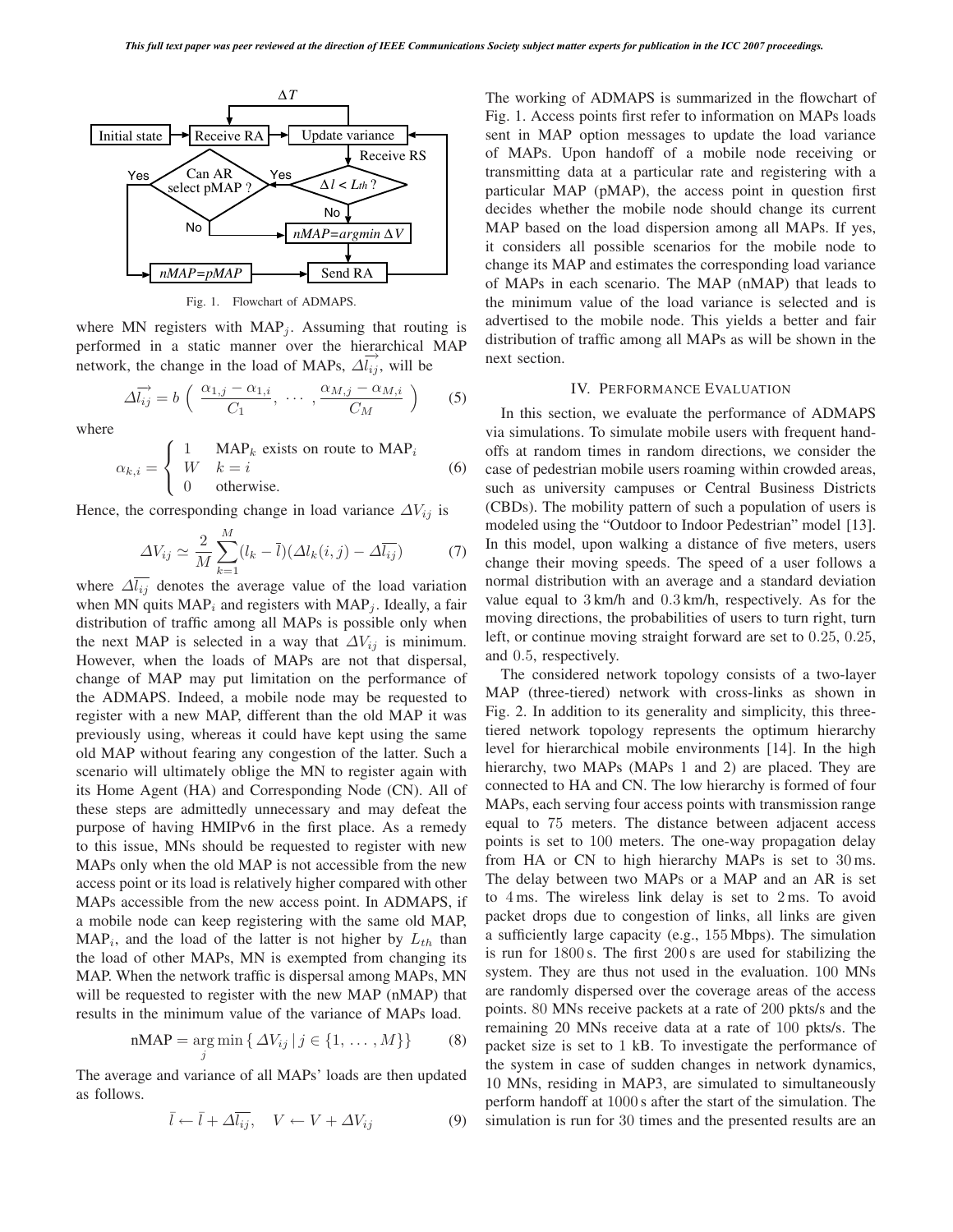Fig. 1. Flowchart of ADMAPS.

where MN registers with $\text{MAP}_j$. Assuming that routing is performed in a static manner over the hierarchical MAP network, the change in the load of MAPs, $\overrightarrow{\Delta l_{ij}}$, will be

$$\overrightarrow{\Delta l_{ij}} = b \left( \frac{\alpha_{1,j} - \alpha_{1,i}}{C_1}, \ \cdots \ , \frac{\alpha_{M,j} - \alpha_{M,i}}{C_M} \right) \tag{5}$$

where

$$\alpha_{k,i} = \begin{cases} 1 & \text{MAP}_k \text{ exists on route to } \text{MAP}_i \\ W & k = i \\ 0 & \text{otherwise.} \end{cases} \tag{6}$$

Hence, the corresponding change in load variance $\Delta V_{ij}$ is

$$\Delta V_{ij} \simeq \frac{2}{M} \sum_{k=1}^{M} (l_k - \overline{l})(\Delta l_k(i,j) - \overline{\Delta l_{ij}}) \tag{7}$$

where $\overline{\Delta l_{ij}}$ denotes the average value of the load variation when MN quits $\text{MAP}_i$ and registers with $\text{MAP}_j$. Ideally, a fair distribution of traffic among all MAPs is possible only when the next MAP is selected in a way that $\Delta V_{ij}$ is minimum. However, when the loads of MAPs are not that dispersal, change of MAP may put limitation on the performance of the ADMAPS. Indeed, a mobile node may be requested to register with a new MAP, different than the old MAP it was previously using, whereas it could have kept using the same old MAP without fearing any congestion of the latter. Such a scenario will ultimately oblige the MN to register again with its Home Agent (HA) and Corresponding Node (CN). All of these steps are admittedly unnecessary and may defeat the purpose of having HMIPv6 in the first place. As a remedy to this issue, MNs should be requested to register with new MAPs only when the old MAP is not accessible from the new access point or its load is relatively higher compared with other MAPs accessible from the new access point. In ADMAPS, if a mobile node can keep registering with the same old MAP, $\text{MAP}_i$, and the load of the latter is not higher by $L_{th}$ than the load of other MAPs, MN is exempted from changing its MAP. When the network traffic is dispersal among MAPs, MN will be requested to register with the new MAP (nMAP) that results in the minimum value of the variance of MAPs load.

$$\text{nMAP} = \arg\min_{j} \{ \, \Delta V_{ij} \, | \, j \in \{1, \, \ldots \, , M\} \} \tag{8}$$

The average and variance of all MAPs' loads are then updated as follows.

$$\overline{l} \leftarrow \overline{l} + \overline{\Delta l_{ij}}, \quad V \leftarrow V + \Delta V_{ij} \tag{9}$$

The working of ADMAPS is summarized in the flowchart of Fig. 1. Access points first refer to information on MAPs loads sent in MAP option messages to update the load variance of MAPs. Upon handoff of a mobile node receiving or transmitting data at a particular rate and registering with a particular MAP (pMAP), the access point in question first decides whether the mobile node should change its current MAP based on the load dispersion among all MAPs. If yes, it considers all possible scenarios for the mobile node to change its MAP and estimates the corresponding load variance of MAPs in each scenario. The MAP (nMAP) that leads to the minimum value of the load variance is selected and is advertised to the mobile node. This yields a better and fair distribution of traffic among all MAPs as will be shown in the next section.

## IV. Performance Evaluation

In this section, we evaluate the performance of ADMAPS via simulations. To simulate mobile users with frequent handoffs at random times in random directions, we consider the case of pedestrian mobile users roaming within crowded areas, such as university campuses or Central Business Districts (CBDs). The mobility pattern of such a population of users is modeled using the "Outdoor to Indoor Pedestrian" model [13]. In this model, upon walking a distance of five meters, users change their moving speeds. The speed of a user follows a normal distribution with an average and a standard deviation value equal to 3 km/h and 0.3 km/h, respectively. As for the moving directions, the probabilities of users to turn right, turn left, or continue moving straight forward are set to 0.25, 0.25, and 0.5, respectively.

The considered network topology consists of a two-layer MAP (three-tiered) network with cross-links as shown in Fig. 2. In addition to its generality and simplicity, this three-tiered network topology represents the optimum hierarchy level for hierarchical mobile environments [14]. In the high hierarchy, two MAPs (MAPs 1 and 2) are placed. They are connected to HA and CN. The low hierarchy is formed of four MAPs, each serving four access points with transmission range equal to 75 meters. The distance between adjacent access points is set to 100 meters. The one-way propagation delay from HA or CN to high hierarchy MAPs is set to 30 ms. The delay between two MAPs or a MAP and an AR is set to 4 ms. The wireless link delay is set to 2 ms. To avoid packet drops due to congestion of links, all links are given a sufficiently large capacity (e.g., 155 Mbps). The simulation is run for 1800 s. The first 200 s are used for stabilizing the system. They are thus not used in the evaluation. 100 MNs are randomly dispersed over the coverage areas of the access points. 80 MNs receive packets at a rate of 200 pkts/s and the remaining 20 MNs receive data at a rate of 100 pkts/s. The packet size is set to 1 kB. To investigate the performance of the system in case of sudden changes in network dynamics, 10 MNs, residing in MAP3, are simulated to simultaneously perform handoff at 1000 s after the start of the simulation. The simulation is run for 30 times and the presented results are an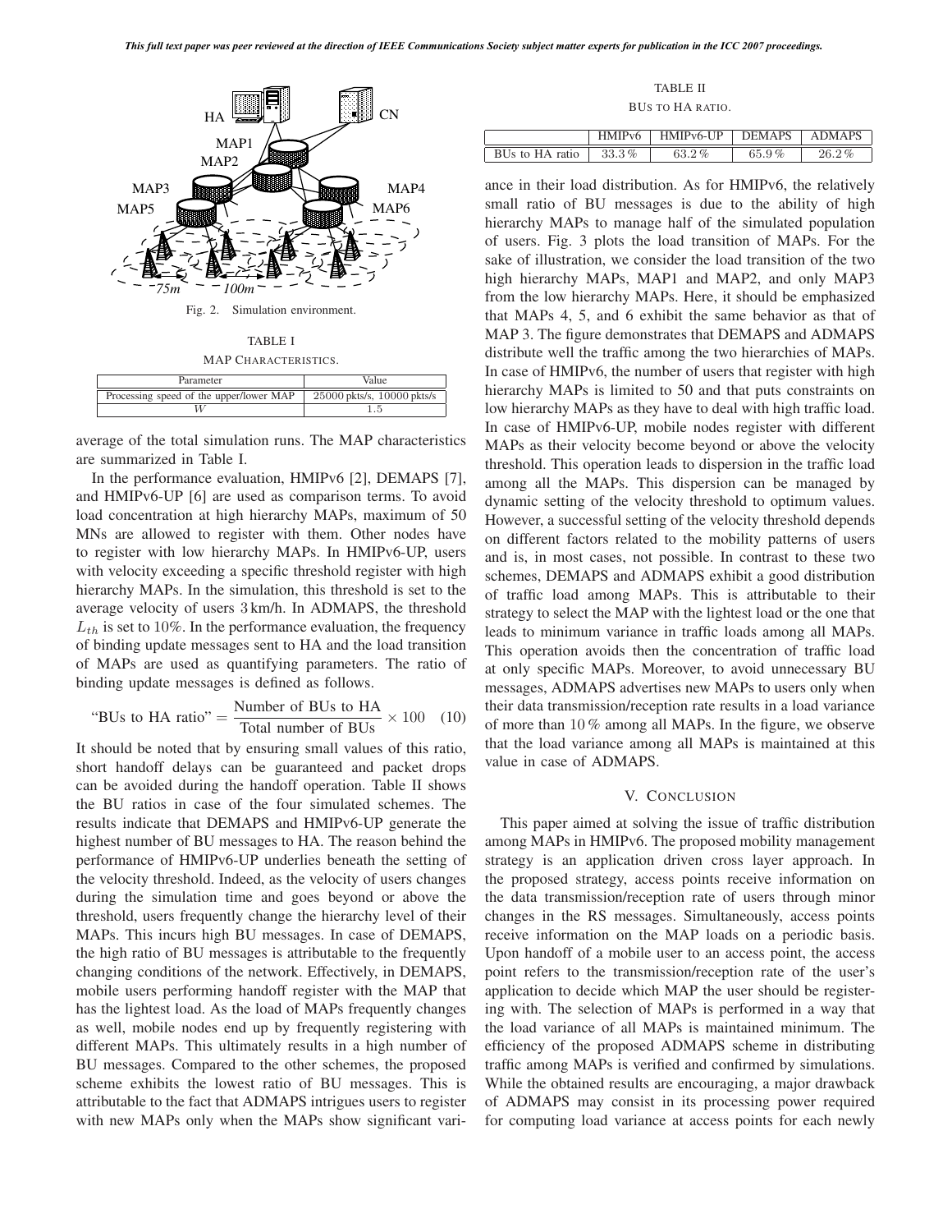Fig. 2. Simulation environment.

TABLE I
MAP CHARACTERISTICS.

| Parameter | Value |
|---|---|
| Processing speed of the upper/lower MAP | 25000 pkts/s, 10000 pkts/s |
| $W$ | 1.5 |

average of the total simulation runs. The MAP characteristics are summarized in Table I.

In the performance evaluation, HMIPv6 [2], DEMAPS [7], and HMIPv6-UP [6] are used as comparison terms. To avoid load concentration at high hierarchy MAPs, maximum of 50 MNs are allowed to register with them. Other nodes have to register with low hierarchy MAPs. In HMIPv6-UP, users with velocity exceeding a specific threshold register with high hierarchy MAPs. In the simulation, this threshold is set to the average velocity of users 3 km/h. In ADMAPS, the threshold $L_{th}$ is set to $10\%$. In the performance evaluation, the frequency of binding update messages sent to HA and the load transition of MAPs are used as quantifying parameters. The ratio of binding update messages is defined as follows.

$$\text{“BUs to HA ratio”} = \frac{\text{Number of BUs to HA}}{\text{Total number of BUs}} \times 100 \quad (10)$$

It should be noted that by ensuring small values of this ratio, short handoff delays can be guaranteed and packet drops can be avoided during the handoff operation. Table II shows the BU ratios in case of the four simulated schemes. The results indicate that DEMAPS and HMIPv6-UP generate the highest number of BU messages to HA. The reason behind the performance of HMIPv6-UP underlies beneath the setting of the velocity threshold. Indeed, as the velocity of users changes during the simulation time and goes beyond or above the threshold, users frequently change the hierarchy level of their MAPs. This incurs high BU messages. In case of DEMAPS, the high ratio of BU messages is attributable to the frequently changing conditions of the network. Effectively, in DEMAPS, mobile users performing handoff register with the MAP that has the lightest load. As the load of MAPs frequently changes as well, mobile nodes end up by frequently registering with different MAPs. This ultimately results in a high number of BU messages. Compared to the other schemes, the proposed scheme exhibits the lowest ratio of BU messages. This is attributable to the fact that ADMAPS intrigues users to register with new MAPs only when the MAPs show significant variance in their load distribution. As for HMIPv6, the relatively small ratio of BU messages is due to the ability of high hierarchy MAPs to manage half of the simulated population of users. Fig. 3 plots the load transition of MAPs. For the sake of illustration, we consider the load transition of the two high hierarchy MAPs, MAP1 and MAP2, and only MAP3 from the low hierarchy MAPs. Here, it should be emphasized that MAPs 4, 5, and 6 exhibit the same behavior as that of MAP 3. The figure demonstrates that DEMAPS and ADMAPS distribute well the traffic among the two hierarchies of MAPs. In case of HMIPv6, the number of users that register with high hierarchy MAPs is limited to 50 and that puts constraints on low hierarchy MAPs as they have to deal with high traffic load. In case of HMIPv6-UP, mobile nodes register with different MAPs as their velocity become beyond or above the velocity threshold. This operation leads to dispersion in the traffic load among all the MAPs. This dispersion can be managed by dynamic setting of the velocity threshold to optimum values. However, a successful setting of the velocity threshold depends on different factors related to the mobility patterns of users and is, in most cases, not possible. In contrast to these two schemes, DEMAPS and ADMAPS exhibit a good distribution of traffic load among MAPs. This is attributable to their strategy to select the MAP with the lightest load or the one that leads to minimum variance in traffic loads among all MAPs. This operation avoids then the concentration of traffic load at only specific MAPs. Moreover, to avoid unnecessary BU messages, ADMAPS advertises new MAPs to users only when their data transmission/reception rate results in a load variance of more than 10 % among all MAPs. In the figure, we observe that the load variance among all MAPs is maintained at this value in case of ADMAPS.

TABLE II
BUS TO HA RATIO.

| | HMIPv6 | HMIPv6-UP | DEMAPS | ADMAPS |
|---|---|---|---|---|
| BUs to HA ratio | 33.3 % | 63.2 % | 65.9 % | 26.2 % |

## V. CONCLUSION

This paper aimed at solving the issue of traffic distribution among MAPs in HMIPv6. The proposed mobility management strategy is an application driven cross layer approach. In the proposed strategy, access points receive information on the data transmission/reception rate of users through minor changes in the RS messages. Simultaneously, access points receive information on the MAP loads on a periodic basis. Upon handoff of a mobile user to an access point, the access point refers to the transmission/reception rate of the user's application to decide which MAP the user should be registering with. The selection of MAPs is performed in a way that the load variance of all MAPs is maintained minimum. The efficiency of the proposed ADMAPS scheme in distributing traffic among MAPs is verified and confirmed by simulations. While the obtained results are encouraging, a major drawback of ADMAPS may consist in its processing power required for computing load variance at access points for each newly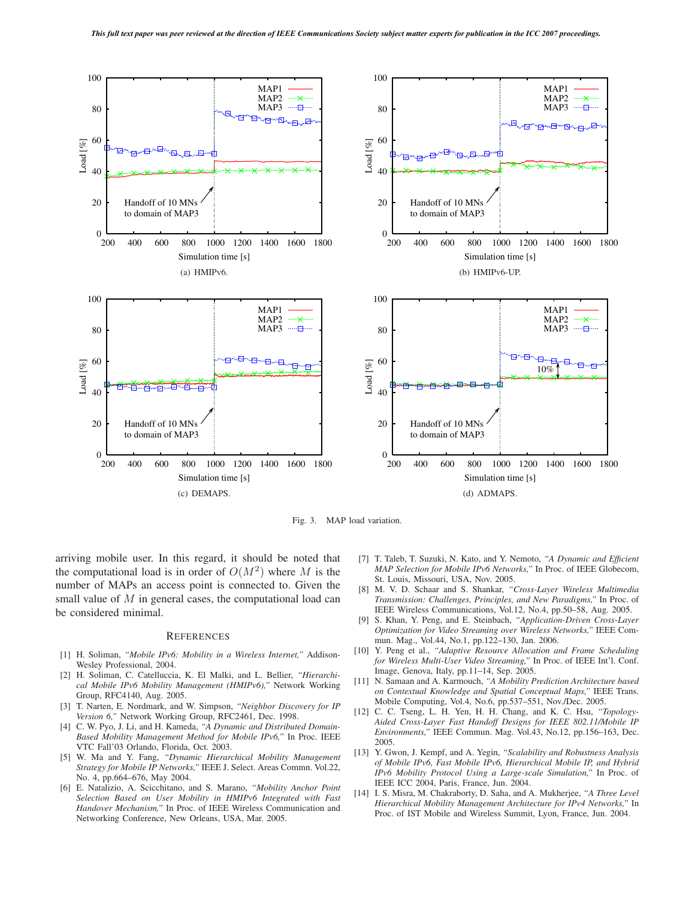100
80
60
40
20
0
Load [%]
200 400 600 800 1000 1200 1400 1600 1800
Simulation time [s]
MAP1
MAP2
MAP3
Handoff of 10 MNs
to domain of MAP3

(a) HMIPv6.

100
80
60
40
20
0
Load [%]
200 400 600 800 1000 1200 1400 1600 1800
Simulation time [s]
MAP1
MAP2
MAP3
Handoff of 10 MNs
to domain of MAP3

(b) HMIPv6-UP.

100
80
60
40
20
0
Load [%]
200 400 600 800 1000 1200 1400 1600 1800
Simulation time [s]
MAP1
MAP2
MAP3
Handoff of 10 MNs
to domain of MAP3

(c) DEMAPS.

100
80
60
40
20
0
Load [%]
200 400 600 800 1000 1200 1400 1600 1800
Simulation time [s]
MAP1
MAP2
MAP3
10%
Handoff of 10 MNs
to domain of MAP3

(d) ADMAPS.

Fig. 3. MAP load variation.

arriving mobile user. In this regard, it should be noted that the computational load is in order of $O(M^2)$ where $M$ is the number of MAPs an access point is connected to. Given the small value of $M$ in general cases, the computational load can be considered minimal.

## REFERENCES

[1] H. Soliman, *"Mobile IPv6: Mobility in a Wireless Internet,"* Addison-Wesley Professional, 2004.

[2] H. Soliman, C. Catelluccia, K. El Malki, and L. Bellier, *"Hierarchical Mobile IPv6 Mobility Management (HMIPv6),"* Network Working Group, RFC4140, Aug. 2005.

[3] T. Narten, E. Nordmark, and W. Simpson, *"Neighbor Discovery for IP Version 6,"* Network Working Group, RFC2461, Dec. 1998.

[4] C. W. Pyo, J. Li, and H. Kameda, *"A Dynamic and Distributed Domain-Based Mobility Management Method for Mobile IPv6,"* In Proc. IEEE VTC Fall'03 Orlando, Florida, Oct. 2003.

[5] W. Ma and Y. Fang, *"Dynamic Hierarchical Mobility Management Strategy for Mobile IP Networks,"* IEEE J. Select. Areas Commn. Vol.22, No. 4, pp.664–676, May 2004.

[6] E. Natalizio, A. Scicchitano, and S. Marano, *"Mobility Anchor Point Selection Based on User Mobility in HMIPv6 Integrated with Fast Handover Mechanism,"* In Proc. of IEEE Wireless Communication and Networking Conference, New Orleans, USA, Mar. 2005.

[7] T. Taleb, T. Suzuki, N. Kato, and Y. Nemoto, *"A Dynamic and Efficient MAP Selection for Mobile IPv6 Networks,"* In Proc. of IEEE Globecom, St. Louis, Missouri, USA, Nov. 2005.

[8] M. V. D. Schaar and S. Shankar, *"Cross-Layer Wireless Multimedia Transmission: Challenges, Principles, and New Paradigms,"* In Proc. of IEEE Wireless Communications, Vol.12, No.4, pp.50–58, Aug. 2005.

[9] S. Khan, Y. Peng, and E. Steinbach, *"Application-Driven Cross-Layer Optimization for Video Streaming over Wireless Networks,"* IEEE Commun. Mag., Vol.44, No.1, pp.122–130, Jan. 2006.

[10] Y. Peng et al., *"Adaptive Resource Allocation and Frame Scheduling for Wireless Multi-User Video Streaming,"* In Proc. of IEEE Int'l. Conf. Image, Genova, Italy, pp.11–14, Sep. 2005.

[11] N. Samaan and A. Karmouch, *"A Mobility Prediction Architecture based on Contextual Knowledge and Spatial Conceptual Maps,"* IEEE Trans. Mobile Computing, Vol.4, No.6, pp.537–551, Nov./Dec. 2005.

[12] C. C. Tseng, L. H. Yen, H. H. Chang, and K. C. Hsu, *"Topology-Aided Cross-Layer Fast Handoff Designs for IEEE 802.11/Mobile IP Environments,"* IEEE Commun. Mag. Vol.43, No.12, pp.156–163, Dec. 2005.

[13] Y. Gwon, J. Kempf, and A. Yegin, *"Scalability and Robustness Analysis of Mobile IPv6, Fast Mobile IPv6, Hierarchical Mobile IP, and Hybrid IPv6 Mobility Protocol Using a Large-scale Simulation,"* In Proc. of IEEE ICC 2004, Paris, France, Jun. 2004.

[14] I. S. Misra, M. Chakraborty, D. Saha, and A. Mukherjee, *"A Three Level Hierarchical Mobility Management Architecture for IPv4 Networks,"* In Proc. of IST Mobile and Wireless Summit, Lyon, France, Jun. 2004.